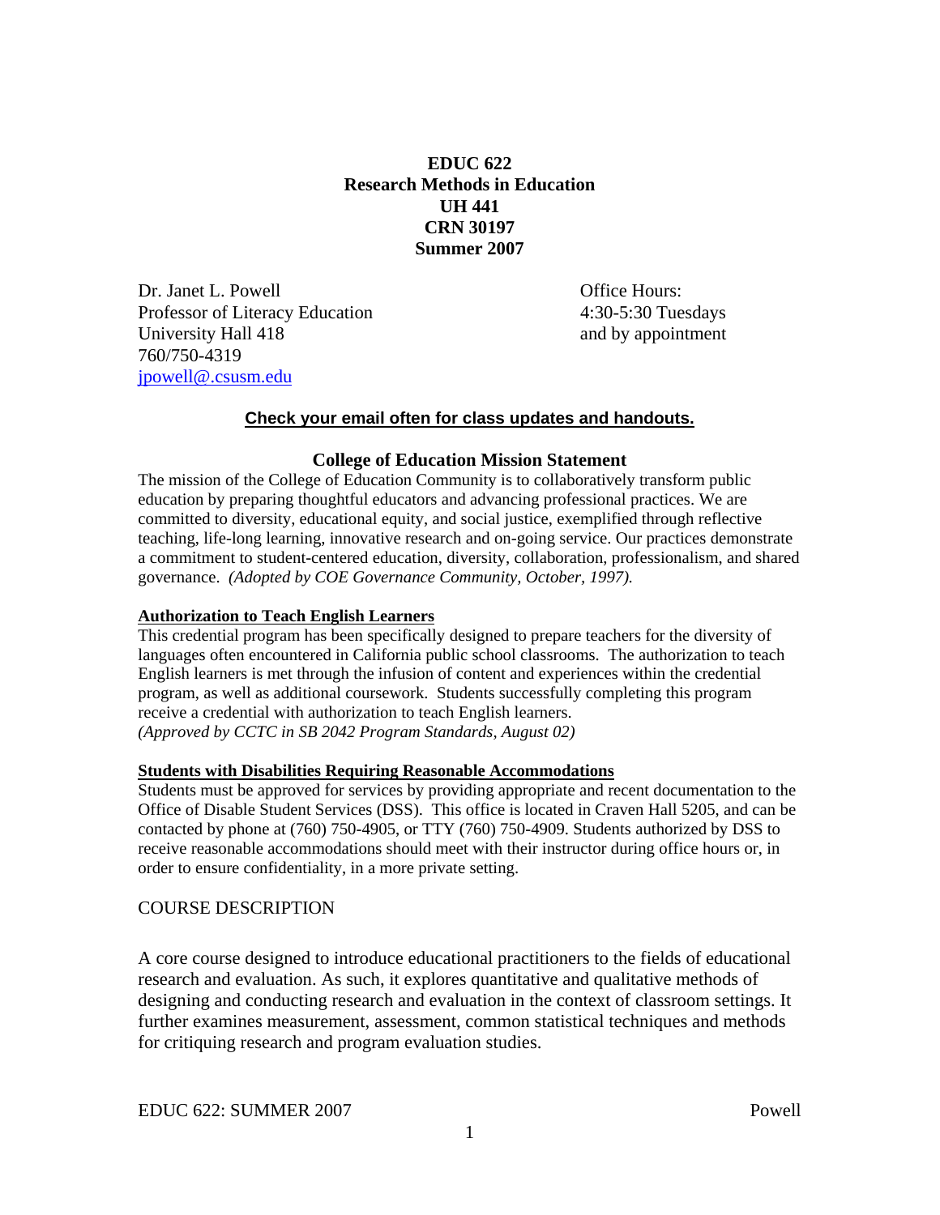# EDUC 622
# Research Methods in Education
# UH 441
# CRN 30197
# Summer 2007

Dr. Janet L. Powell
Professor of Literacy Education
University Hall 418
760/750-4319
jpowell@.csusm.edu

Office Hours:
4:30-5:30 Tuesdays
and by appointment

**Check your email often for class updates and handouts.**

## College of Education Mission Statement

The mission of the College of Education Community is to collaboratively transform public education by preparing thoughtful educators and advancing professional practices. We are committed to diversity, educational equity, and social justice, exemplified through reflective teaching, life-long learning, innovative research and on-going service. Our practices demonstrate a commitment to student-centered education, diversity, collaboration, professionalism, and shared governance. *(Adopted by COE Governance Community, October, 1997).*

### Authorization to Teach English Learners

This credential program has been specifically designed to prepare teachers for the diversity of languages often encountered in California public school classrooms. The authorization to teach English learners is met through the infusion of content and experiences within the credential program, as well as additional coursework. Students successfully completing this program receive a credential with authorization to teach English learners.
*(Approved by CCTC in SB 2042 Program Standards, August 02)*

### Students with Disabilities Requiring Reasonable Accommodations

Students must be approved for services by providing appropriate and recent documentation to the Office of Disable Student Services (DSS). This office is located in Craven Hall 5205, and can be contacted by phone at (760) 750-4905, or TTY (760) 750-4909. Students authorized by DSS to receive reasonable accommodations should meet with their instructor during office hours or, in order to ensure confidentiality, in a more private setting.

## COURSE DESCRIPTION

A core course designed to introduce educational practitioners to the fields of educational research and evaluation. As such, it explores quantitative and qualitative methods of designing and conducting research and evaluation in the context of classroom settings. It further examines measurement, assessment, common statistical techniques and methods for critiquing research and program evaluation studies.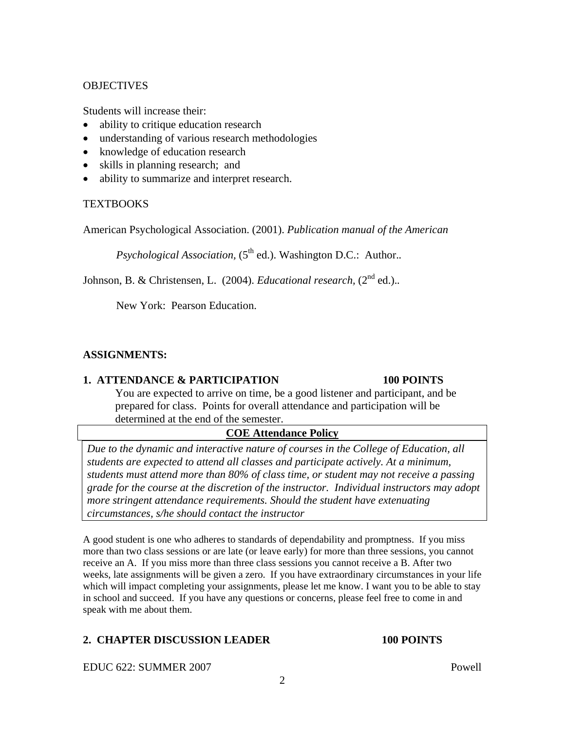OBJECTIVES

Students will increase their:

- ability to critique education research
- understanding of various research methodologies
- knowledge of education research
- skills in planning research; and
- ability to summarize and interpret research.

TEXTBOOKS

American Psychological Association. (2001). *Publication manual of the American Psychological Association,* (5th ed.). Washington D.C.: Author..

Johnson, B. & Christensen, L. (2004). *Educational research,* (2nd ed.).. New York: Pearson Education.

**ASSIGNMENTS:**

**1. ATTENDANCE & PARTICIPATION 100 POINTS**

You are expected to arrive on time, be a good listener and participant, and be prepared for class. Points for overall attendance and participation will be determined at the end of the semester.

| **COE Attendance Policy** |
|---|
| *Due to the dynamic and interactive nature of courses in the College of Education, all students are expected to attend all classes and participate actively. At a minimum, students must attend more than 80% of class time, or student may not receive a passing grade for the course at the discretion of the instructor. Individual instructors may adopt more stringent attendance requirements. Should the student have extenuating circumstances, s/he should contact the instructor* |

A good student is one who adheres to standards of dependability and promptness. If you miss more than two class sessions or are late (or leave early) for more than three sessions, you cannot receive an A. If you miss more than three class sessions you cannot receive a B. After two weeks, late assignments will be given a zero. If you have extraordinary circumstances in your life which will impact completing your assignments, please let me know. I want you to be able to stay in school and succeed. If you have any questions or concerns, please feel free to come in and speak with me about them.

**2. CHAPTER DISCUSSION LEADER 100 POINTS**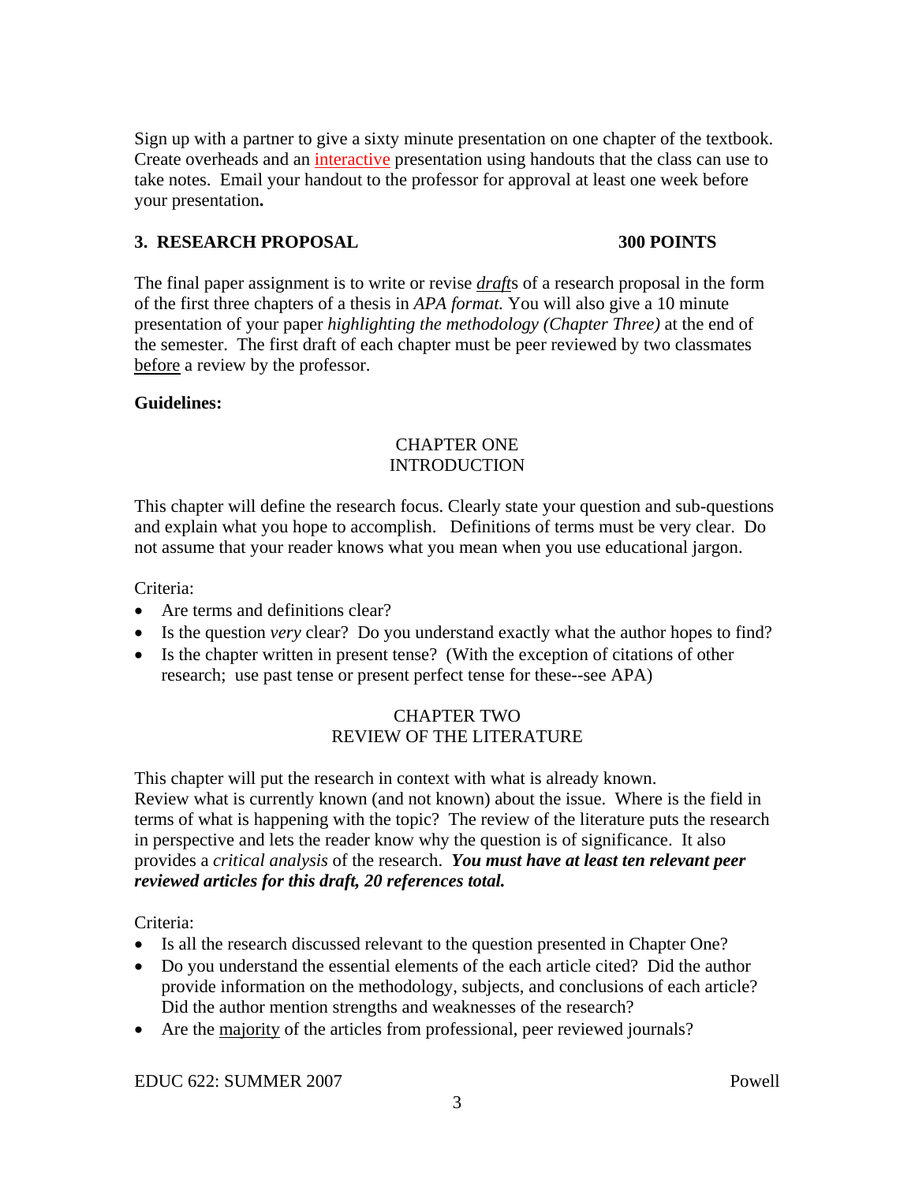Sign up with a partner to give a sixty minute presentation on one chapter of the textbook. Create overheads and an interactive presentation using handouts that the class can use to take notes. Email your handout to the professor for approval at least one week before your presentation**.**

### 3. RESEARCH PROPOSAL 300 POINTS

The final paper assignment is to write or revise ***draft***s of a research proposal in the form of the first three chapters of a thesis in *APA format.* You will also give a 10 minute presentation of your paper *highlighting the methodology (Chapter Three)* at the end of the semester. The first draft of each chapter must be peer reviewed by two classmates <u>before</u> a review by the professor.

**Guidelines:**

#### CHAPTER ONE
#### INTRODUCTION

This chapter will define the research focus. Clearly state your question and sub-questions and explain what you hope to accomplish. Definitions of terms must be very clear. Do not assume that your reader knows what you mean when you use educational jargon.

Criteria:

- Are terms and definitions clear?
- Is the question *very* clear? Do you understand exactly what the author hopes to find?
- Is the chapter written in present tense? (With the exception of citations of other research; use past tense or present perfect tense for these--see APA)

#### CHAPTER TWO
#### REVIEW OF THE LITERATURE

This chapter will put the research in context with what is already known. Review what is currently known (and not known) about the issue. Where is the field in terms of what is happening with the topic? The review of the literature puts the research in perspective and lets the reader know why the question is of significance. It also provides a *critical analysis* of the research. ***You must have at least ten relevant peer reviewed articles for this draft, 20 references total.***

Criteria:

- Is all the research discussed relevant to the question presented in Chapter One?
- Do you understand the essential elements of the each article cited? Did the author provide information on the methodology, subjects, and conclusions of each article? Did the author mention strengths and weaknesses of the research?
- Are the <u>majority</u> of the articles from professional, peer reviewed journals?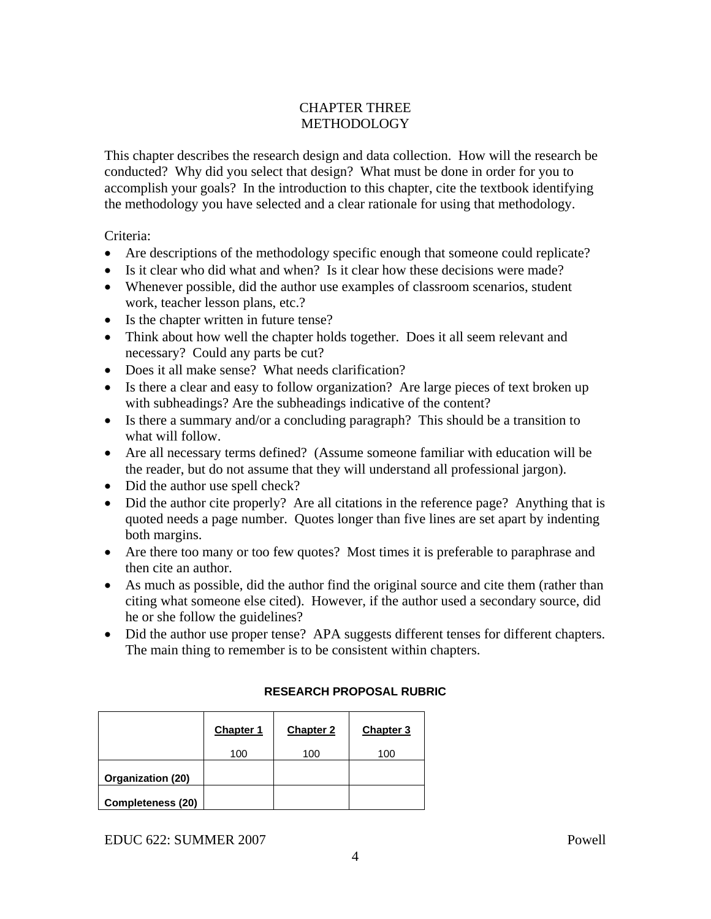# CHAPTER THREE
# METHODOLOGY

This chapter describes the research design and data collection. How will the research be conducted? Why did you select that design? What must be done in order for you to accomplish your goals? In the introduction to this chapter, cite the textbook identifying the methodology you have selected and a clear rationale for using that methodology.

Criteria:

- Are descriptions of the methodology specific enough that someone could replicate?
- Is it clear who did what and when? Is it clear how these decisions were made?
- Whenever possible, did the author use examples of classroom scenarios, student work, teacher lesson plans, etc.?
- Is the chapter written in future tense?
- Think about how well the chapter holds together. Does it all seem relevant and necessary? Could any parts be cut?
- Does it all make sense? What needs clarification?
- Is there a clear and easy to follow organization? Are large pieces of text broken up with subheadings? Are the subheadings indicative of the content?
- Is there a summary and/or a concluding paragraph? This should be a transition to what will follow.
- Are all necessary terms defined? (Assume someone familiar with education will be the reader, but do not assume that they will understand all professional jargon).
- Did the author use spell check?
- Did the author cite properly? Are all citations in the reference page? Anything that is quoted needs a page number. Quotes longer than five lines are set apart by indenting both margins.
- Are there too many or too few quotes? Most times it is preferable to paraphrase and then cite an author.
- As much as possible, did the author find the original source and cite them (rather than citing what someone else cited). However, if the author used a secondary source, did he or she follow the guidelines?
- Did the author use proper tense? APA suggests different tenses for different chapters. The main thing to remember is to be consistent within chapters.

**RESEARCH PROPOSAL RUBRIC**

| | Chapter 1<br>100 | Chapter 2<br>100 | Chapter 3<br>100 |
|---|---|---|---|
| **Organization (20)** | | | |
| **Completeness (20)** | | | |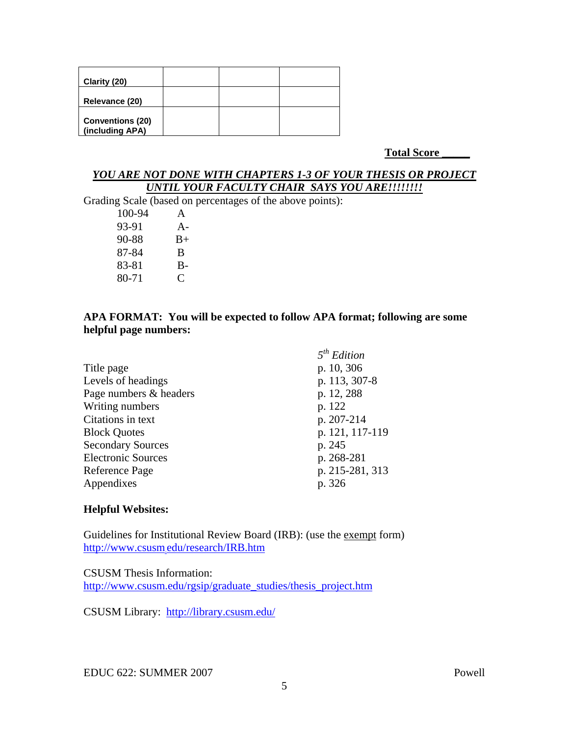| Clarity (20) | | | |
|---|---|---|---|
| Relevance (20) | | | |
| Conventions (20) (including APA) | | | |

**Total Score _____**

***YOU ARE NOT DONE WITH CHAPTERS 1-3 OF YOUR THESIS OR PROJECT UNTIL YOUR FACULTY CHAIR SAYS YOU ARE!!!!!!!!***

Grading Scale (based on percentages of the above points):

| | |
|---|---|
| 100-94 | A |
| 93-91 | A- |
| 90-88 | B+ |
| 87-84 | B |
| 83-81 | B- |
| 80-71 | C |

**APA FORMAT: You will be expected to follow APA format; following are some helpful page numbers:**

| | *5th Edition* |
|---|---|
| Title page | p. 10, 306 |
| Levels of headings | p. 113, 307-8 |
| Page numbers & headers | p. 12, 288 |
| Writing numbers | p. 122 |
| Citations in text | p. 207-214 |
| Block Quotes | p. 121, 117-119 |
| Secondary Sources | p. 245 |
| Electronic Sources | p. 268-281 |
| Reference Page | p. 215-281, 313 |
| Appendixes | p. 326 |

**Helpful Websites:**

Guidelines for Institutional Review Board (IRB): (use the exempt form)
http://www.csusm.edu/research/IRB.htm

CSUSM Thesis Information:
http://www.csusm.edu/rgsip/graduate_studies/thesis_project.htm

CSUSM Library: http://library.csusm.edu/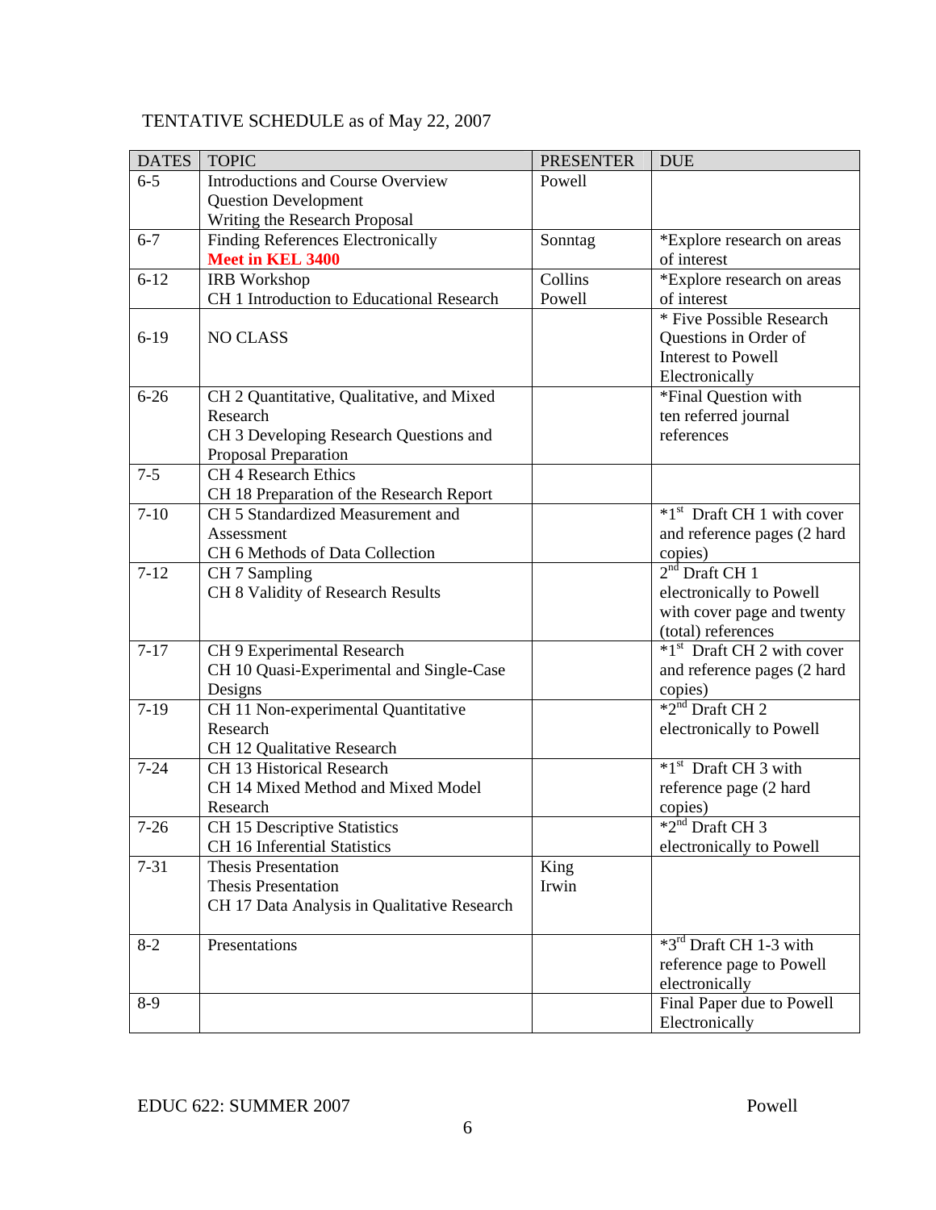TENTATIVE SCHEDULE as of May 22, 2007

| DATES | TOPIC | PRESENTER | DUE |
|---|---|---|---|
| 6-5 | Introductions and Course Overview<br>Question Development<br>Writing the Research Proposal | Powell | |
| 6-7 | Finding References Electronically<br>**Meet in KEL 3400** | Sonntag | *Explore research on areas of interest |
| 6-12 | IRB Workshop<br>CH 1 Introduction to Educational Research | Collins<br>Powell | *Explore research on areas of interest |
| 6-19 | NO CLASS | | * Five Possible Research Questions in Order of Interest to Powell Electronically |
| 6-26 | CH 2 Quantitative, Qualitative, and Mixed Research<br>CH 3 Developing Research Questions and Proposal Preparation | | *Final Question with ten referred journal references |
| 7-5 | CH 4 Research Ethics<br>CH 18 Preparation of the Research Report | | |
| 7-10 | CH 5 Standardized Measurement and Assessment<br>CH 6 Methods of Data Collection | | *1st Draft CH 1 with cover and reference pages (2 hard copies) |
| 7-12 | CH 7 Sampling<br>CH 8 Validity of Research Results | | 2nd Draft CH 1 electronically to Powell with cover page and twenty (total) references |
| 7-17 | CH 9 Experimental Research<br>CH 10 Quasi-Experimental and Single-Case Designs | | *1st Draft CH 2 with cover and reference pages (2 hard copies) |
| 7-19 | CH 11 Non-experimental Quantitative Research<br>CH 12 Qualitative Research | | *2nd Draft CH 2 electronically to Powell |
| 7-24 | CH 13 Historical Research<br>CH 14 Mixed Method and Mixed Model Research | | *1st Draft CH 3 with reference page (2 hard copies) |
| 7-26 | CH 15 Descriptive Statistics<br>CH 16 Inferential Statistics | | *2nd Draft CH 3 electronically to Powell |
| 7-31 | Thesis Presentation<br>Thesis Presentation<br>CH 17 Data Analysis in Qualitative Research | King<br>Irwin | |
| 8-2 | Presentations | | *3rd Draft CH 1-3 with reference page to Powell electronically |
| 8-9 | | | Final Paper due to Powell Electronically |